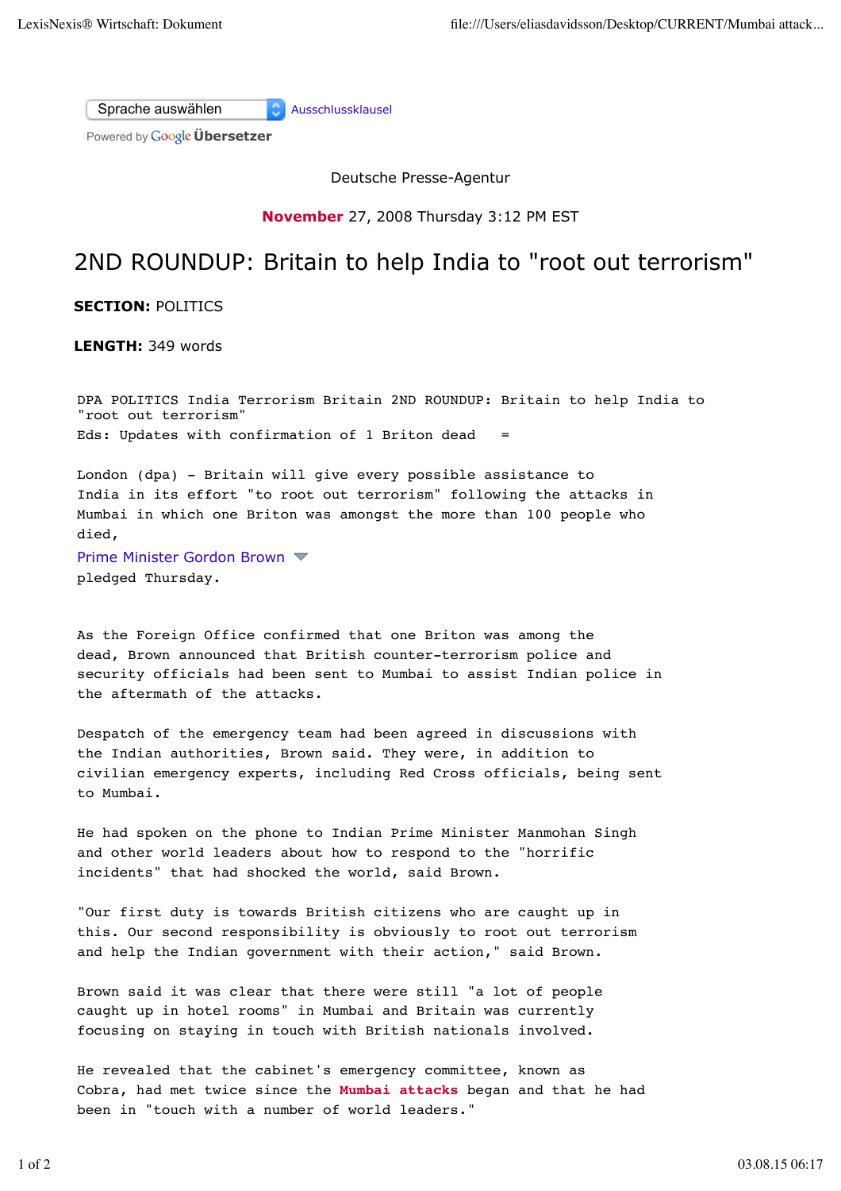Sprache auswählen Ausschlussklausel

Powered by Google Übersetzer

Deutsche Presse-Agentur

**November** 27, 2008 Thursday 3:12 PM EST

# 2ND ROUNDUP: Britain to help India to "root out terrorism"

**SECTION:** POLITICS

**LENGTH:** 349 words

DPA POLITICS India Terrorism Britain 2ND ROUNDUP: Britain to help India to "root out terrorism"

Eds: Updates with confirmation of 1 Briton dead =

London (dpa) - Britain will give every possible assistance to India in its effort "to root out terrorism" following the attacks in Mumbai in which one Briton was amongst the more than 100 people who died,

Prime Minister Gordon Brown pledged Thursday.

As the Foreign Office confirmed that one Briton was among the dead, Brown announced that British counter-terrorism police and security officials had been sent to Mumbai to assist Indian police in the aftermath of the attacks.

Despatch of the emergency team had been agreed in discussions with the Indian authorities, Brown said. They were, in addition to civilian emergency experts, including Red Cross officials, being sent to Mumbai.

He had spoken on the phone to Indian Prime Minister Manmohan Singh and other world leaders about how to respond to the "horrific incidents" that had shocked the world, said Brown.

"Our first duty is towards British citizens who are caught up in this. Our second responsibility is obviously to root out terrorism and help the Indian government with their action," said Brown.

Brown said it was clear that there were still "a lot of people caught up in hotel rooms" in Mumbai and Britain was currently focusing on staying in touch with British nationals involved.

He revealed that the cabinet's emergency committee, known as Cobra, had met twice since the **Mumbai attacks** began and that he had been in "touch with a number of world leaders."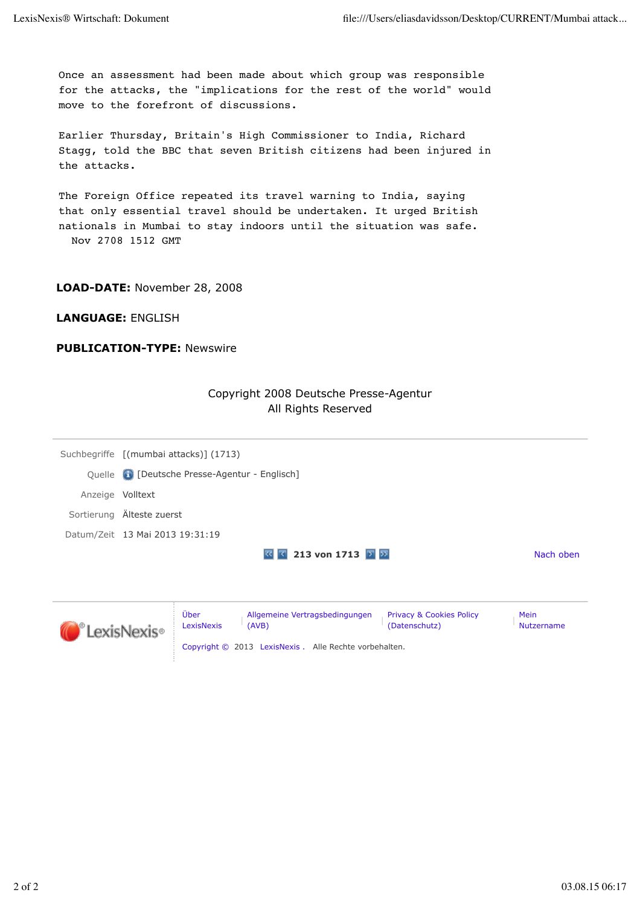Once an assessment had been made about which group was responsible for the attacks, the "implications for the rest of the world" would move to the forefront of discussions.

Earlier Thursday, Britain's High Commissioner to India, Richard Stagg, told the BBC that seven British citizens had been injured in the attacks.

The Foreign Office repeated its travel warning to India, saying that only essential travel should be undertaken. It urged British nationals in Mumbai to stay indoors until the situation was safe.
Nov 2708 1512 GMT

**LOAD-DATE:** November 28, 2008

**LANGUAGE:** ENGLISH

**PUBLICATION-TYPE:** Newswire

Copyright 2008 Deutsche Presse-Agentur
All Rights Reserved

| | |
|---|---|
| Suchbegriffe | [(mumbai attacks)] (1713) |
| Quelle | [Deutsche Presse-Agentur - Englisch] |
| Anzeige | Volltext |
| Sortierung | Älteste zuerst |
| Datum/Zeit | 13 Mai 2013 19:31:19 |

213 von 1713

Nach oben

LexisNexis

Über LexisNexis | Allgemeine Vertragsbedingungen (AVB) | Privacy & Cookies Policy (Datenschutz) | Mein Nutzername

Copyright © 2013 LexisNexis . Alle Rechte vorbehalten.